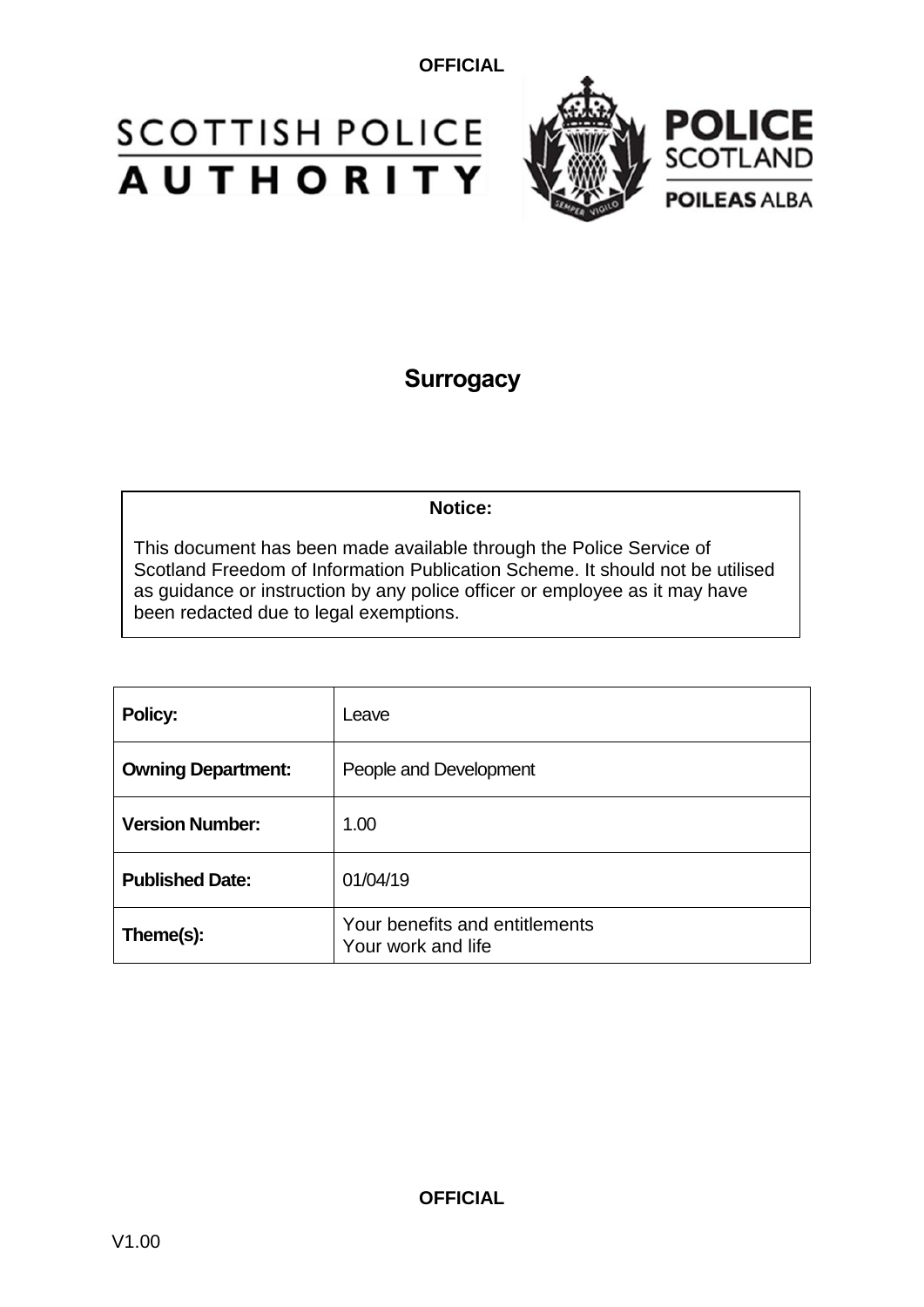# Surrogacy

**Notice:**

This document has been made available through the Police Service of Scotland Freedom of Information Publication Scheme. It should not be utilised as guidance or instruction by any police officer or employee as it may have been redacted due to legal exemptions.

| **Policy:** | Leave |
| --- | --- |
| **Owning Department:** | People and Development |
| **Version Number:** | 1.00 |
| **Published Date:** | 01/04/19 |
| **Theme(s):** | Your benefits and entitlements<br>Your work and life |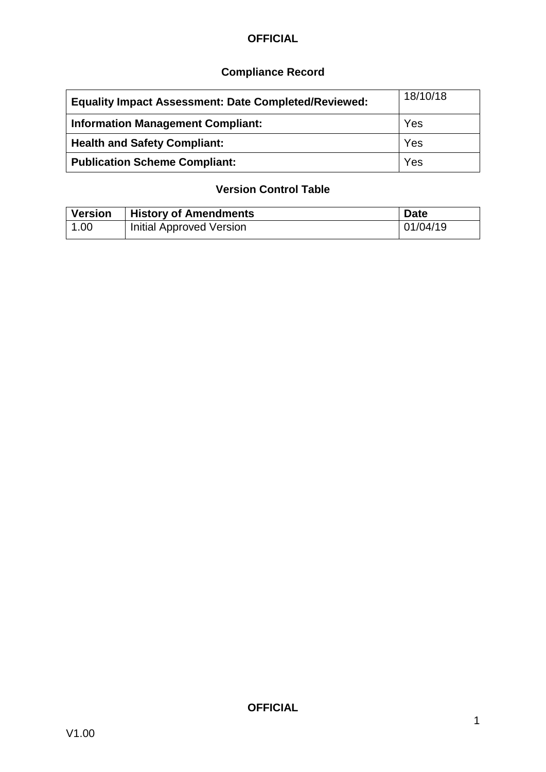## Compliance Record

| | |
|---|---|
| **Equality Impact Assessment: Date Completed/Reviewed:** | 18/10/18 |
| **Information Management Compliant:** | Yes |
| **Health and Safety Compliant:** | Yes |
| **Publication Scheme Compliant:** | Yes |

## Version Control Table

| Version | History of Amendments | Date |
|---|---|---|
| 1.00 | Initial Approved Version | 01/04/19 |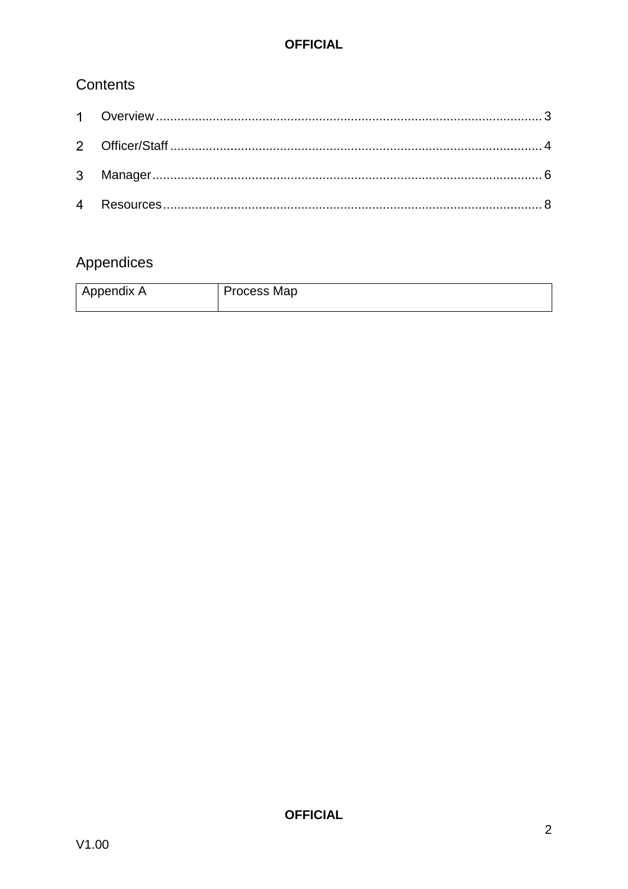## Contents

1 Overview ........................................................................................................ 3

2 Officer/Staff .................................................................................................... 4

3 Manager .......................................................................................................... 6

4 Resources ....................................................................................................... 8

## Appendices

| Appendix A | Process Map |
|---|---|

V1.00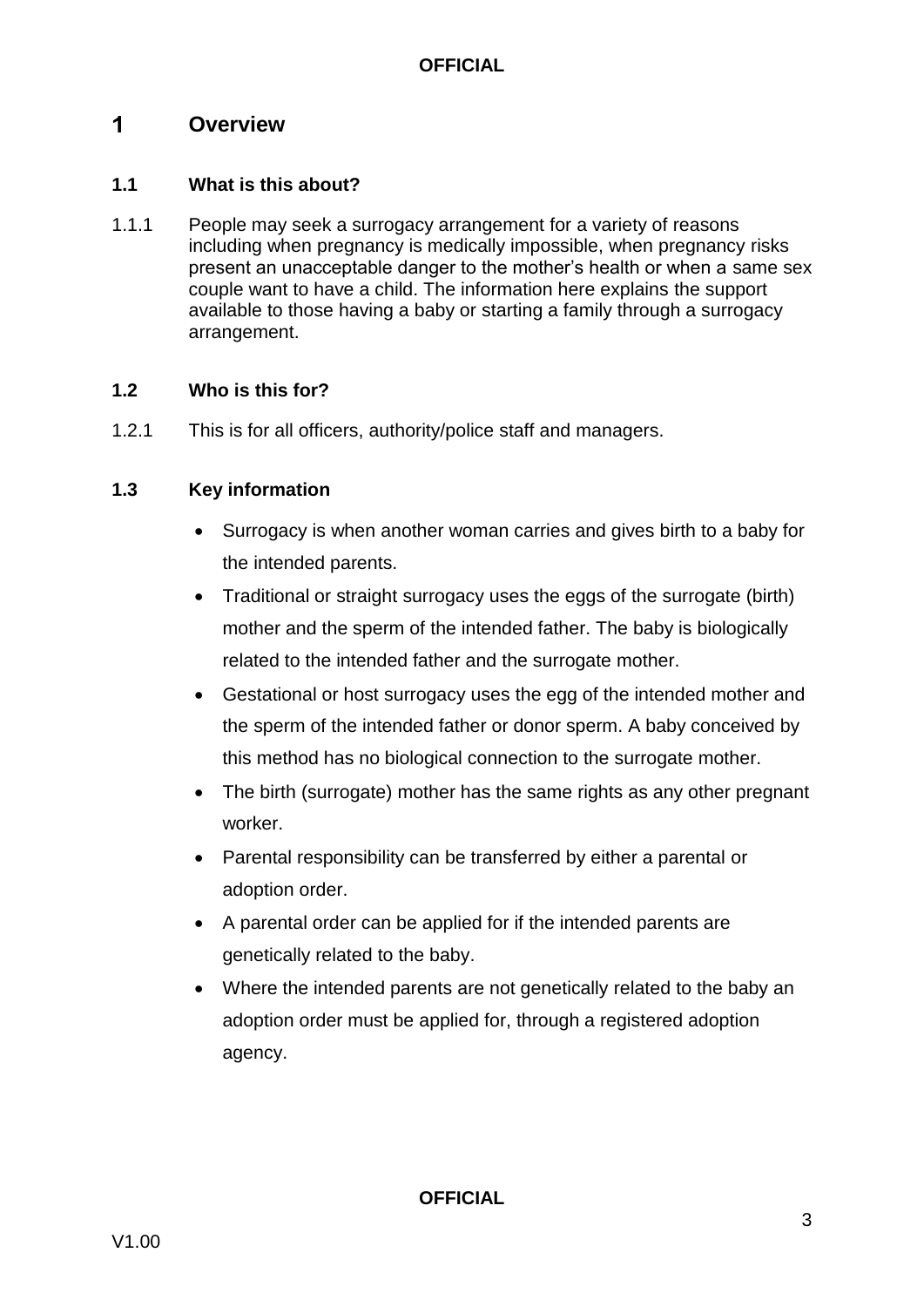# 1 Overview

## 1.1 What is this about?

1.1.1 People may seek a surrogacy arrangement for a variety of reasons including when pregnancy is medically impossible, when pregnancy risks present an unacceptable danger to the mother's health or when a same sex couple want to have a child. The information here explains the support available to those having a baby or starting a family through a surrogacy arrangement.

## 1.2 Who is this for?

1.2.1 This is for all officers, authority/police staff and managers.

## 1.3 Key information

- Surrogacy is when another woman carries and gives birth to a baby for the intended parents.
- Traditional or straight surrogacy uses the eggs of the surrogate (birth) mother and the sperm of the intended father. The baby is biologically related to the intended father and the surrogate mother.
- Gestational or host surrogacy uses the egg of the intended mother and the sperm of the intended father or donor sperm. A baby conceived by this method has no biological connection to the surrogate mother.
- The birth (surrogate) mother has the same rights as any other pregnant worker.
- Parental responsibility can be transferred by either a parental or adoption order.
- A parental order can be applied for if the intended parents are genetically related to the baby.
- Where the intended parents are not genetically related to the baby an adoption order must be applied for, through a registered adoption agency.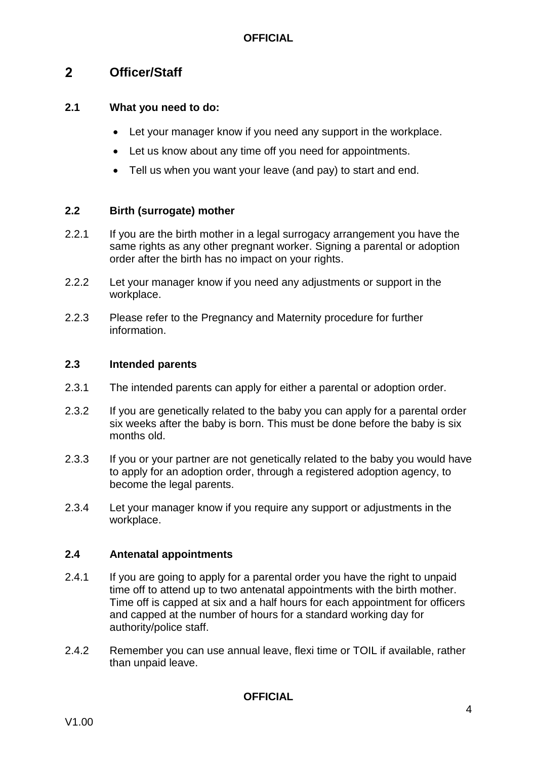## 2 Officer/Staff

### 2.1 What you need to do:

- Let your manager know if you need any support in the workplace.
- Let us know about any time off you need for appointments.
- Tell us when you want your leave (and pay) to start and end.

### 2.2 Birth (surrogate) mother

2.2.1 If you are the birth mother in a legal surrogacy arrangement you have the same rights as any other pregnant worker. Signing a parental or adoption order after the birth has no impact on your rights.

2.2.2 Let your manager know if you need any adjustments or support in the workplace.

2.2.3 Please refer to the Pregnancy and Maternity procedure for further information.

### 2.3 Intended parents

2.3.1 The intended parents can apply for either a parental or adoption order.

2.3.2 If you are genetically related to the baby you can apply for a parental order six weeks after the baby is born. This must be done before the baby is six months old.

2.3.3 If you or your partner are not genetically related to the baby you would have to apply for an adoption order, through a registered adoption agency, to become the legal parents.

2.3.4 Let your manager know if you require any support or adjustments in the workplace.

### 2.4 Antenatal appointments

2.4.1 If you are going to apply for a parental order you have the right to unpaid time off to attend up to two antenatal appointments with the birth mother. Time off is capped at six and a half hours for each appointment for officers and capped at the number of hours for a standard working day for authority/police staff.

2.4.2 Remember you can use annual leave, flexi time or TOIL if available, rather than unpaid leave.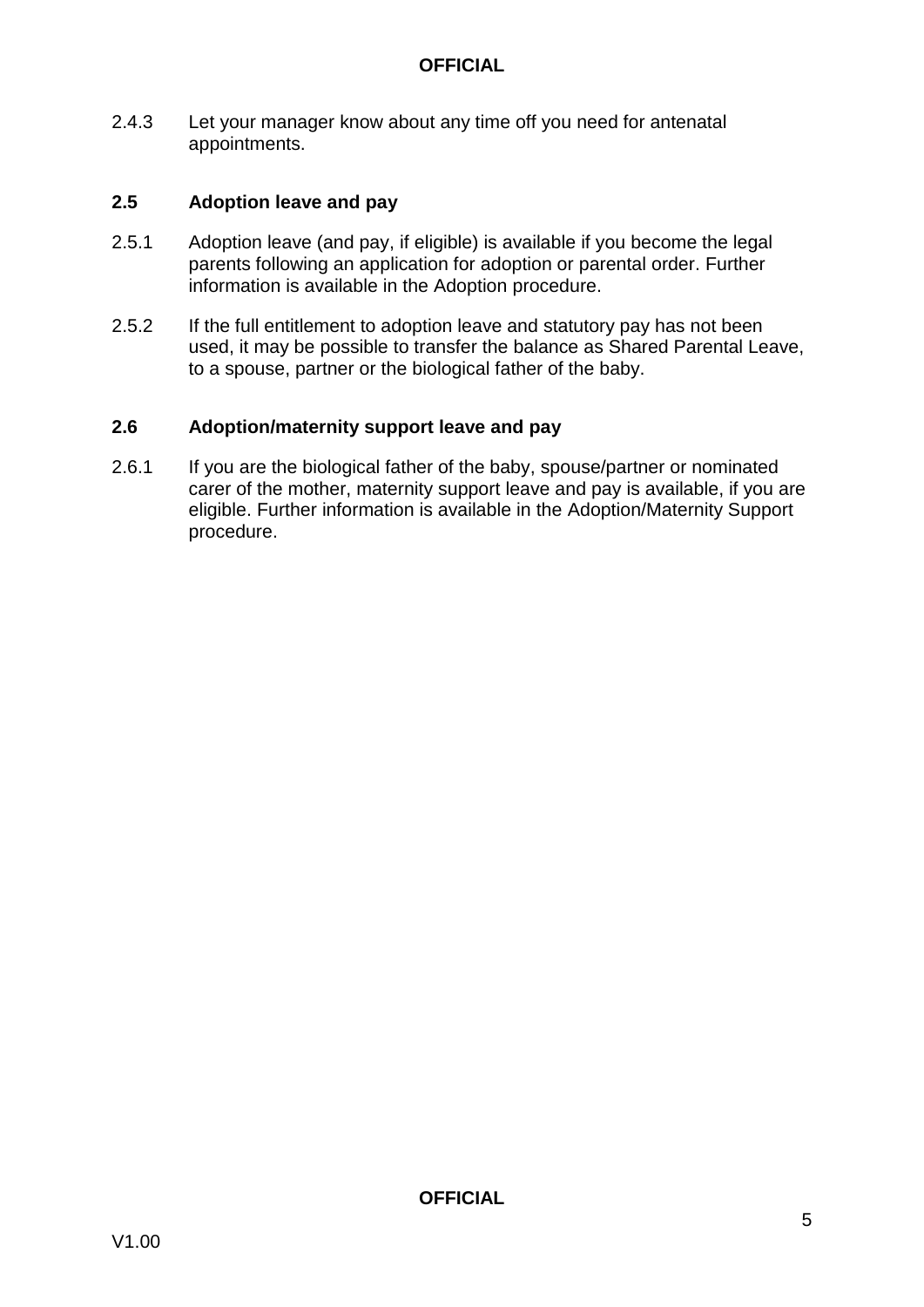2.4.3 Let your manager know about any time off you need for antenatal appointments.

### 2.5 Adoption leave and pay

2.5.1 Adoption leave (and pay, if eligible) is available if you become the legal parents following an application for adoption or parental order. Further information is available in the Adoption procedure.

2.5.2 If the full entitlement to adoption leave and statutory pay has not been used, it may be possible to transfer the balance as Shared Parental Leave, to a spouse, partner or the biological father of the baby.

### 2.6 Adoption/maternity support leave and pay

2.6.1 If you are the biological father of the baby, spouse/partner or nominated carer of the mother, maternity support leave and pay is available, if you are eligible. Further information is available in the Adoption/Maternity Support procedure.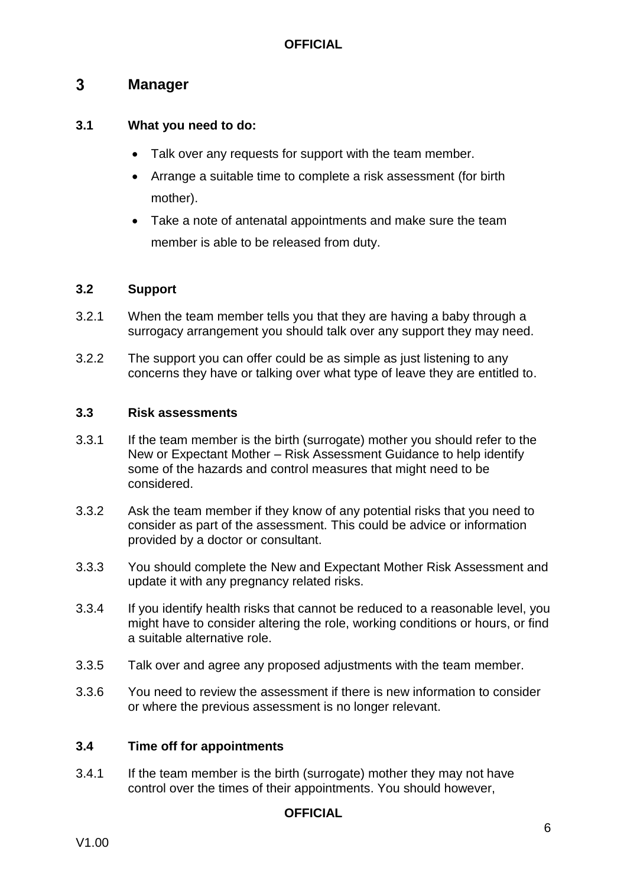# 3 Manager

## 3.1 What you need to do:

- Talk over any requests for support with the team member.
- Arrange a suitable time to complete a risk assessment (for birth mother).
- Take a note of antenatal appointments and make sure the team member is able to be released from duty.

## 3.2 Support

3.2.1 When the team member tells you that they are having a baby through a surrogacy arrangement you should talk over any support they may need.

3.2.2 The support you can offer could be as simple as just listening to any concerns they have or talking over what type of leave they are entitled to.

## 3.3 Risk assessments

3.3.1 If the team member is the birth (surrogate) mother you should refer to the New or Expectant Mother – Risk Assessment Guidance to help identify some of the hazards and control measures that might need to be considered.

3.3.2 Ask the team member if they know of any potential risks that you need to consider as part of the assessment. This could be advice or information provided by a doctor or consultant.

3.3.3 You should complete the New and Expectant Mother Risk Assessment and update it with any pregnancy related risks.

3.3.4 If you identify health risks that cannot be reduced to a reasonable level, you might have to consider altering the role, working conditions or hours, or find a suitable alternative role.

3.3.5 Talk over and agree any proposed adjustments with the team member.

3.3.6 You need to review the assessment if there is new information to consider or where the previous assessment is no longer relevant.

## 3.4 Time off for appointments

3.4.1 If the team member is the birth (surrogate) mother they may not have control over the times of their appointments. You should however,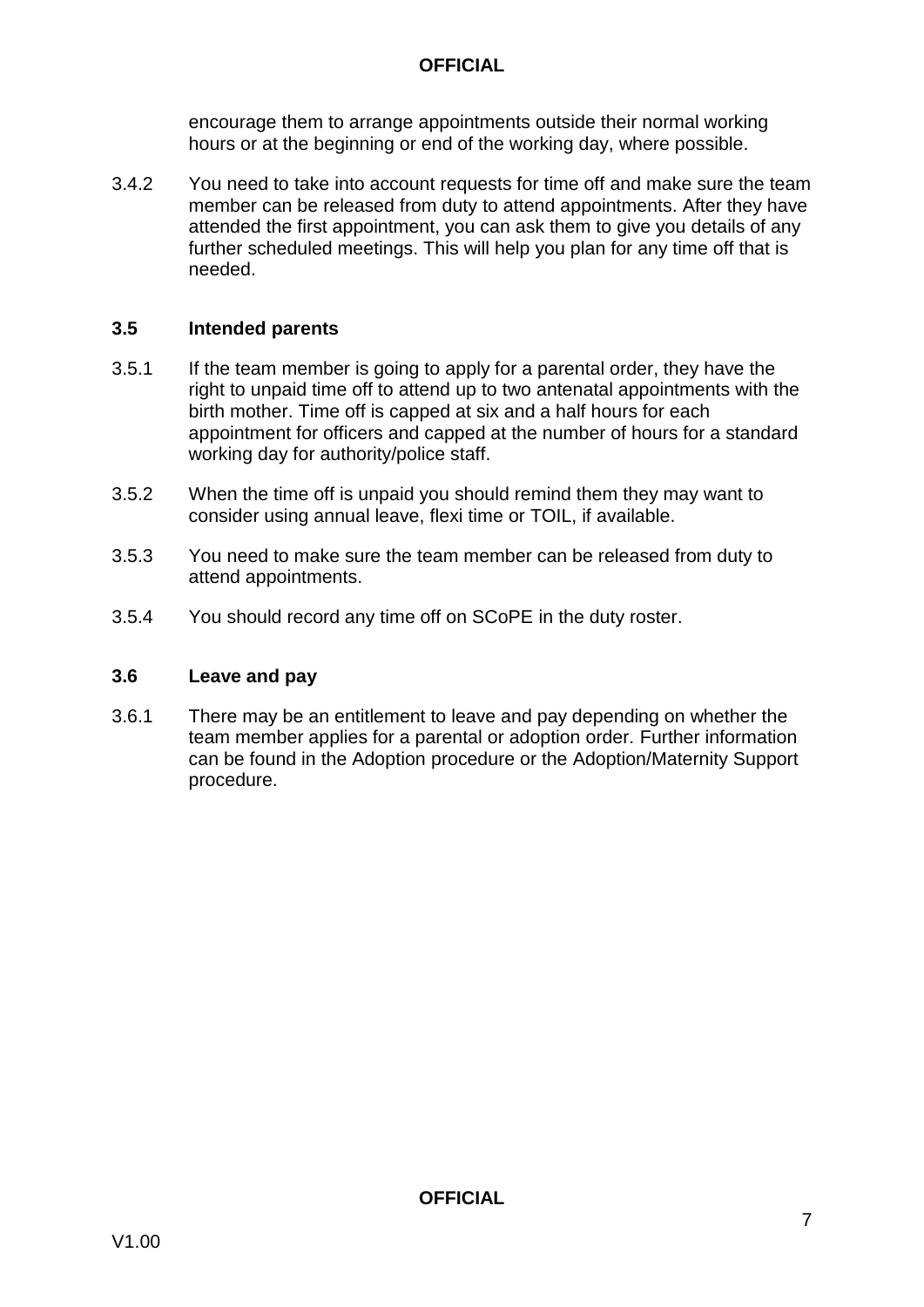encourage them to arrange appointments outside their normal working hours or at the beginning or end of the working day, where possible.

3.4.2 You need to take into account requests for time off and make sure the team member can be released from duty to attend appointments. After they have attended the first appointment, you can ask them to give you details of any further scheduled meetings. This will help you plan for any time off that is needed.

### 3.5 Intended parents

3.5.1 If the team member is going to apply for a parental order, they have the right to unpaid time off to attend up to two antenatal appointments with the birth mother. Time off is capped at six and a half hours for each appointment for officers and capped at the number of hours for a standard working day for authority/police staff.

3.5.2 When the time off is unpaid you should remind them they may want to consider using annual leave, flexi time or TOIL, if available.

3.5.3 You need to make sure the team member can be released from duty to attend appointments.

3.5.4 You should record any time off on SCoPE in the duty roster.

### 3.6 Leave and pay

3.6.1 There may be an entitlement to leave and pay depending on whether the team member applies for a parental or adoption order. Further information can be found in the Adoption procedure or the Adoption/Maternity Support procedure.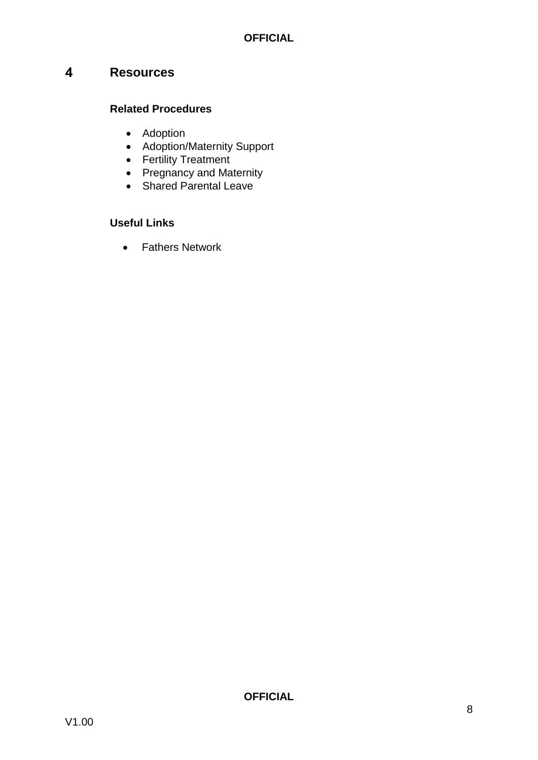# 4 Resources

### Related Procedures

- Adoption
- Adoption/Maternity Support
- Fertility Treatment
- Pregnancy and Maternity
- Shared Parental Leave

### Useful Links

- Fathers Network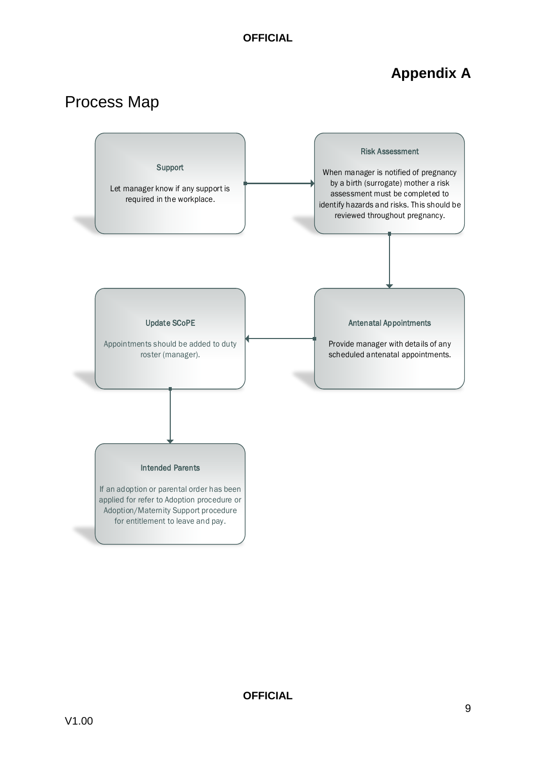# Appendix A

## Process Map

**Support**

Let manager know if any support is required in the workplace.

**Risk Assessment**

When manager is notified of pregnancy by a birth (surrogate) mother a risk assessment must be completed to identify hazards and risks. This should be reviewed throughout pregnancy.

**Antenatal Appointments**

Provide manager with details of any scheduled antenatal appointments.

**Update SCoPE**

Appointments should be added to duty roster (manager).

**Intended Parents**

If an adoption or parental order has been applied for refer to Adoption procedure or Adoption/Maternity Support procedure for entitlement to leave and pay.